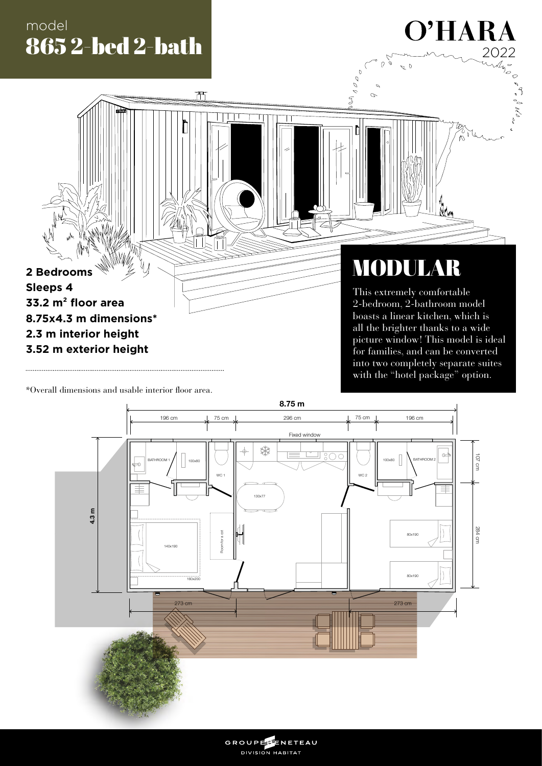model
# 865 2-bed 2-bath

# O'HARA
2022

**2 Bedrooms**
**Sleeps 4**
**33.2 m² floor area**
**8.75x4.3 m dimensions***
**2.3 m interior height**
**3.52 m exterior height**

*Overall dimensions and usable interior floor area.

## MODULAR

This extremely comfortable 2-bedroom, 2-bathroom model boasts a linear kitchen, which is all the brighter thanks to a wide picture window! This model is ideal for families, and can be converted into two completely separate suites with the "hotel package" option.

8.75 m

196 cm | 75 cm | 296 cm | 75 cm | 196 cm

Fixed window

BATHROOM 1 | 100x80 | WC 1 | 130x77 | WC 2 | 100x80 | BATHROOM 2

4.3 m | 107 cm | 284 cm

140x190 | 160x200 | Room for a cot | 80x190 | 80x190

273 cm | 273 cm

GROUPE BENETEAU
DIVISION HABITAT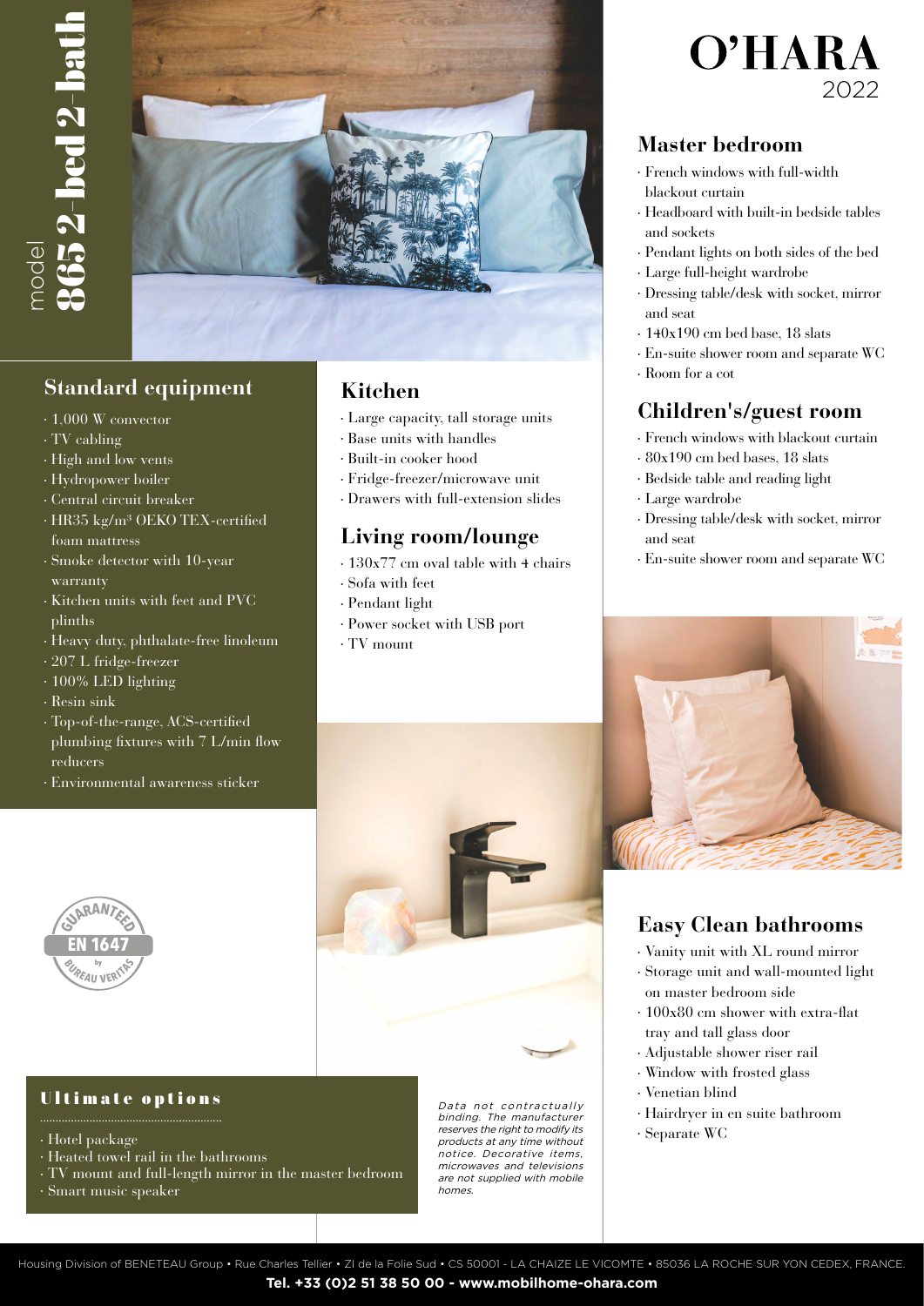model
# 865 2-bed 2-bath

# O'HARA
2022

## Standard equipment

- 1,000 W convector
- TV cabling
- High and low vents
- Hydropower boiler
- Central circuit breaker
- HR35 kg/m³ OEKO TEX-certified foam mattress
- Smoke detector with 10-year warranty
- Kitchen units with feet and PVC plinths
- Heavy duty, phthalate-free linoleum
- 207 L fridge-freezer
- 100% LED lighting
- Resin sink
- Top-of-the-range, ACS-certified plumbing fixtures with 7 L/min flow reducers
- Environmental awareness sticker

GUARANTEED EN 1647 by BUREAU VERITAS

## Kitchen

- Large capacity, tall storage units
- Base units with handles
- Built-in cooker hood
- Fridge-freezer/microwave unit
- Drawers with full-extension slides

## Living room/lounge

- 130x77 cm oval table with 4 chairs
- Sofa with feet
- Pendant light
- Power socket with USB port
- TV mount

## Master bedroom

- French windows with full-width blackout curtain
- Headboard with built-in bedside tables and sockets
- Pendant lights on both sides of the bed
- Large full-height wardrobe
- Dressing table/desk with socket, mirror and seat
- 140x190 cm bed base, 18 slats
- En-suite shower room and separate WC
- Room for a cot

## Children's/guest room

- French windows with blackout curtain
- 80x190 cm bed bases, 18 slats
- Bedside table and reading light
- Large wardrobe
- Dressing table/desk with socket, mirror and seat
- En-suite shower room and separate WC

## Easy Clean bathrooms

- Vanity unit with XL round mirror
- Storage unit and wall-mounted light on master bedroom side
- 100x80 cm shower with extra-flat tray and tall glass door
- Adjustable shower riser rail
- Window with frosted glass
- Venetian blind
- Hairdryer in en suite bathroom
- Separate WC

## Ultimate options

- Hotel package
- Heated towel rail in the bathrooms
- TV mount and full-length mirror in the master bedroom
- Smart music speaker

*Data not contractually binding. The manufacturer reserves the right to modify its products at any time without notice. Decorative items, microwaves and televisions are not supplied with mobile homes.*

Housing Division of BENETEAU Group • Rue Charles Tellier • ZI de la Folie Sud • CS 50001 - LA CHAIZE LE VICOMTE • 85036 LA ROCHE SUR YON CEDEX, FRANCE.

**Tel. +33 (0)2 51 38 50 00 - www.mobilhome-ohara.com**